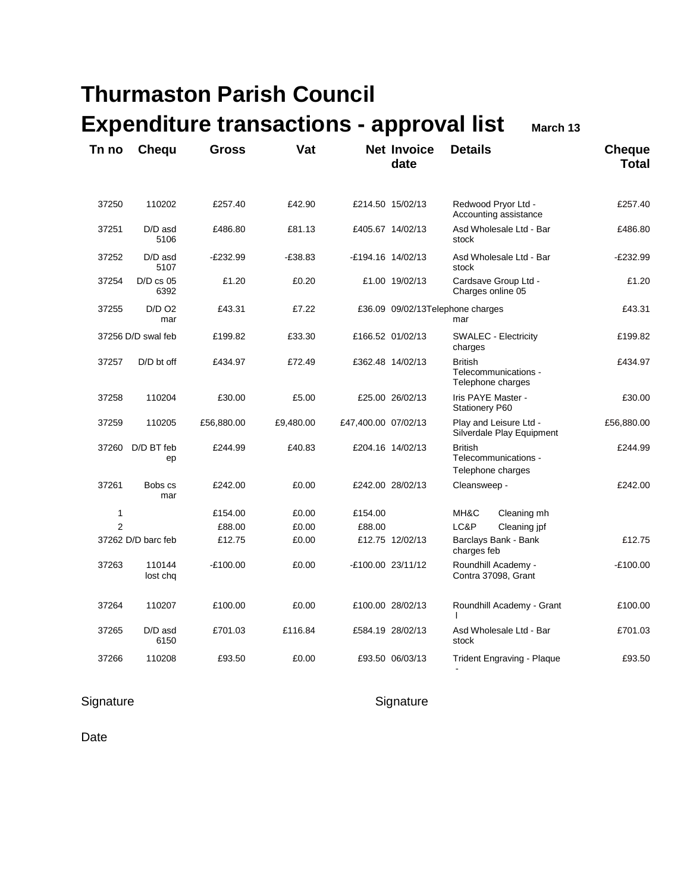# Thurmaston Parish Council

## Expenditure transactions - approval list **March 13**

| Tn no | Chequ | Gross | Vat | Net | Invoice date | Details | Cheque Total |
|---|---|---|---|---|---|---|---|
| 37250 | 110202 | £257.40 | £42.90 | £214.50 | 15/02/13 | Redwood Pryor Ltd - Accounting assistance | £257.40 |
| 37251 | D/D asd 5106 | £486.80 | £81.13 | £405.67 | 14/02/13 | Asd Wholesale Ltd - Bar stock | £486.80 |
| 37252 | D/D asd 5107 | -£232.99 | -£38.83 | -£194.16 | 14/02/13 | Asd Wholesale Ltd - Bar stock | -£232.99 |
| 37254 | D/D cs 05 6392 | £1.20 | £0.20 | £1.00 | 19/02/13 | Cardsave Group Ltd - Charges online 05 | £1.20 |
| 37255 | D/D O2 mar | £43.31 | £7.22 | £36.09 | 09/02/13 | Telephone charges mar | £43.31 |
| 37256 | D/D swal feb | £199.82 | £33.30 | £166.52 | 01/02/13 | SWALEC - Electricity charges | £199.82 |
| 37257 | D/D bt off | £434.97 | £72.49 | £362.48 | 14/02/13 | British Telecommunications - Telephone charges | £434.97 |
| 37258 | 110204 | £30.00 | £5.00 | £25.00 | 26/02/13 | Iris PAYE Master - Stationery P60 | £30.00 |
| 37259 | 110205 | £56,880.00 | £9,480.00 | £47,400.00 | 07/02/13 | Play and Leisure Ltd - Silverdale Play Equipment | £56,880.00 |
| 37260 | D/D BT feb ep | £244.99 | £40.83 | £204.16 | 14/02/13 | British Telecommunications - Telephone charges | £244.99 |
| 37261 | Bobs cs mar | £242.00 | £0.00 | £242.00 | 28/02/13 | Cleansweep - | £242.00 |
| 1 | | £154.00 | £0.00 | £154.00 | | MH&C Cleaning mh | |
| 2 | | £88.00 | £0.00 | £88.00 | | LC&P Cleaning jpf | |
| 37262 | D/D barc feb | £12.75 | £0.00 | £12.75 | 12/02/13 | Barclays Bank - Bank charges feb | £12.75 |
| 37263 | 110144 lost chq | -£100.00 | £0.00 | -£100.00 | 23/11/12 | Roundhill Academy - Contra 37098, Grant | -£100.00 |
| 37264 | 110207 | £100.00 | £0.00 | £100.00 | 28/02/13 | Roundhill Academy - Grant l | £100.00 |
| 37265 | D/D asd 6150 | £701.03 | £116.84 | £584.19 | 28/02/13 | Asd Wholesale Ltd - Bar stock | £701.03 |
| 37266 | 110208 | £93.50 | £0.00 | £93.50 | 06/03/13 | Trident Engraving - Plaque - | £93.50 |

Signature

Signature

Date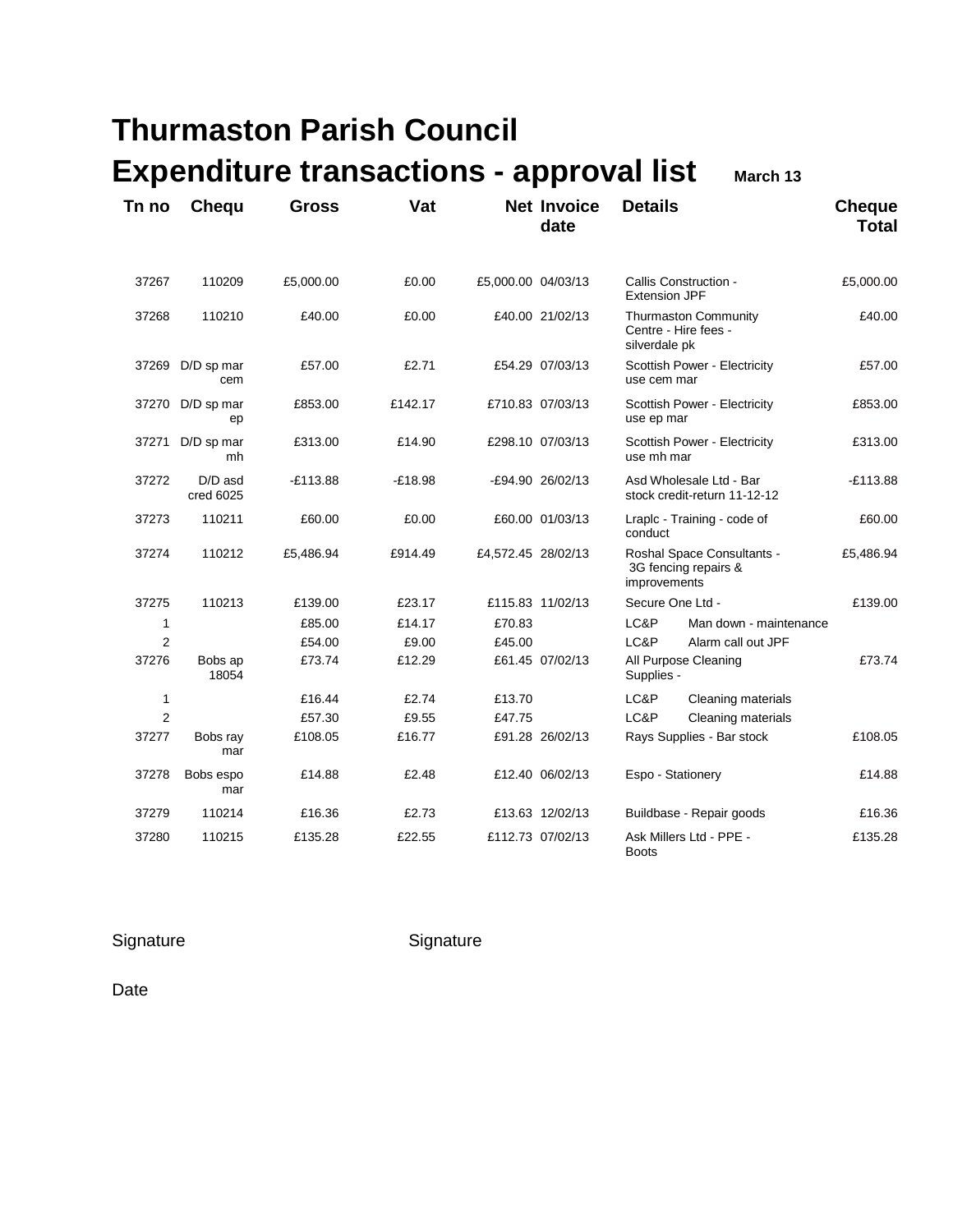# Thurmaston Parish Council

## Expenditure transactions - approval list March 13

| Tn no | Chequ | Gross | Vat | Net | Invoice date | Details | | Cheque Total |
|---|---|---|---|---|---|---|---|---|
| 37267 | 110209 | £5,000.00 | £0.00 | £5,000.00 | 04/03/13 | Callis Construction - Extension JPF | | £5,000.00 |
| 37268 | 110210 | £40.00 | £0.00 | £40.00 | 21/02/13 | Thurmaston Community Centre - Hire fees - silverdale pk | | £40.00 |
| 37269 | D/D sp mar cem | £57.00 | £2.71 | £54.29 | 07/03/13 | Scottish Power - Electricity use cem mar | | £57.00 |
| 37270 | D/D sp mar ep | £853.00 | £142.17 | £710.83 | 07/03/13 | Scottish Power - Electricity use ep mar | | £853.00 |
| 37271 | D/D sp mar mh | £313.00 | £14.90 | £298.10 | 07/03/13 | Scottish Power - Electricity use mh mar | | £313.00 |
| 37272 | D/D asd cred 6025 | -£113.88 | -£18.98 | -£94.90 | 26/02/13 | Asd Wholesale Ltd - Bar stock credit-return 11-12-12 | | -£113.88 |
| 37273 | 110211 | £60.00 | £0.00 | £60.00 | 01/03/13 | Lraplc - Training - code of conduct | | £60.00 |
| 37274 | 110212 | £5,486.94 | £914.49 | £4,572.45 | 28/02/13 | Roshal Space Consultants - 3G fencing repairs & improvements | | £5,486.94 |
| 37275 | 110213 | £139.00 | £23.17 | £115.83 | 11/02/13 | Secure One Ltd - | | £139.00 |
| 1 | | £85.00 | £14.17 | £70.83 | | LC&P | Man down - maintenance | |
| 2 | | £54.00 | £9.00 | £45.00 | | LC&P | Alarm call out JPF | |
| 37276 | Bobs ap 18054 | £73.74 | £12.29 | £61.45 | 07/02/13 | All Purpose Cleaning Supplies - | | £73.74 |
| 1 | | £16.44 | £2.74 | £13.70 | | LC&P | Cleaning materials | |
| 2 | | £57.30 | £9.55 | £47.75 | | LC&P | Cleaning materials | |
| 37277 | Bobs ray mar | £108.05 | £16.77 | £91.28 | 26/02/13 | Rays Supplies - Bar stock | | £108.05 |
| 37278 | Bobs espo mar | £14.88 | £2.48 | £12.40 | 06/02/13 | Espo - Stationery | | £14.88 |
| 37279 | 110214 | £16.36 | £2.73 | £13.63 | 12/02/13 | Buildbase - Repair goods | | £16.36 |
| 37280 | 110215 | £135.28 | £22.55 | £112.73 | 07/02/13 | Ask Millers Ltd - PPE - Boots | | £135.28 |

Signature Signature

Date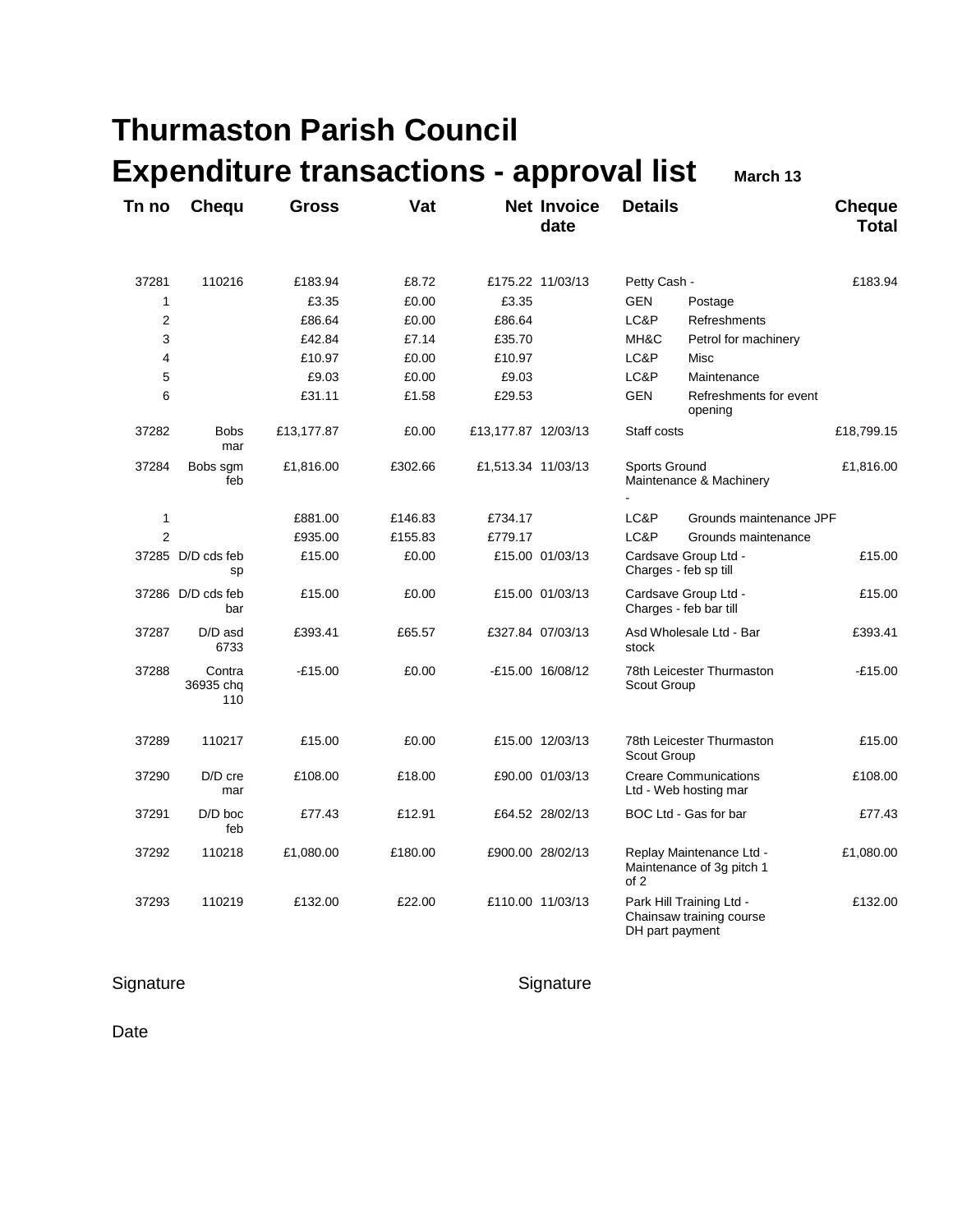# Thurmaston Parish Council

## Expenditure transactions - approval list **March 13**

| Tn no | Chequ | Gross | Vat | Net | Invoice date | Details | | Cheque Total |
|---|---|---|---|---|---|---|---|---|
| 37281 | 110216 | £183.94 | £8.72 | £175.22 | 11/03/13 | Petty Cash - | | £183.94 |
| 1 | | £3.35 | £0.00 | £3.35 | | GEN | Postage | |
| 2 | | £86.64 | £0.00 | £86.64 | | LC&P | Refreshments | |
| 3 | | £42.84 | £7.14 | £35.70 | | MH&C | Petrol for machinery | |
| 4 | | £10.97 | £0.00 | £10.97 | | LC&P | Misc | |
| 5 | | £9.03 | £0.00 | £9.03 | | LC&P | Maintenance | |
| 6 | | £31.11 | £1.58 | £29.53 | | GEN | Refreshments for event opening | |
| 37282 | Bobs mar | £13,177.87 | £0.00 | £13,177.87 | 12/03/13 | Staff costs | | £18,799.15 |
| 37284 | Bobs sgm feb | £1,816.00 | £302.66 | £1,513.34 | 11/03/13 | Sports Ground Maintenance & Machinery - | | £1,816.00 |
| 1 | | £881.00 | £146.83 | £734.17 | | LC&P | Grounds maintenance JPF | |
| 2 | | £935.00 | £155.83 | £779.17 | | LC&P | Grounds maintenance | |
| 37285 | D/D cds feb sp | £15.00 | £0.00 | £15.00 | 01/03/13 | Cardsave Group Ltd - Charges - feb sp till | | £15.00 |
| 37286 | D/D cds feb bar | £15.00 | £0.00 | £15.00 | 01/03/13 | Cardsave Group Ltd - Charges - feb bar till | | £15.00 |
| 37287 | D/D asd 6733 | £393.41 | £65.57 | £327.84 | 07/03/13 | Asd Wholesale Ltd - Bar stock | | £393.41 |
| 37288 | Contra 36935 chq 110 | -£15.00 | £0.00 | -£15.00 | 16/08/12 | 78th Leicester Thurmaston Scout Group | | -£15.00 |
| 37289 | 110217 | £15.00 | £0.00 | £15.00 | 12/03/13 | 78th Leicester Thurmaston Scout Group | | £15.00 |
| 37290 | D/D cre mar | £108.00 | £18.00 | £90.00 | 01/03/13 | Creare Communications Ltd - Web hosting mar | | £108.00 |
| 37291 | D/D boc feb | £77.43 | £12.91 | £64.52 | 28/02/13 | BOC Ltd - Gas for bar | | £77.43 |
| 37292 | 110218 | £1,080.00 | £180.00 | £900.00 | 28/02/13 | Replay Maintenance Ltd - Maintenance of 3g pitch 1 of 2 | | £1,080.00 |
| 37293 | 110219 | £132.00 | £22.00 | £110.00 | 11/03/13 | Park Hill Training Ltd - Chainsaw training course DH part payment | | £132.00 |

Signature

Signature

Date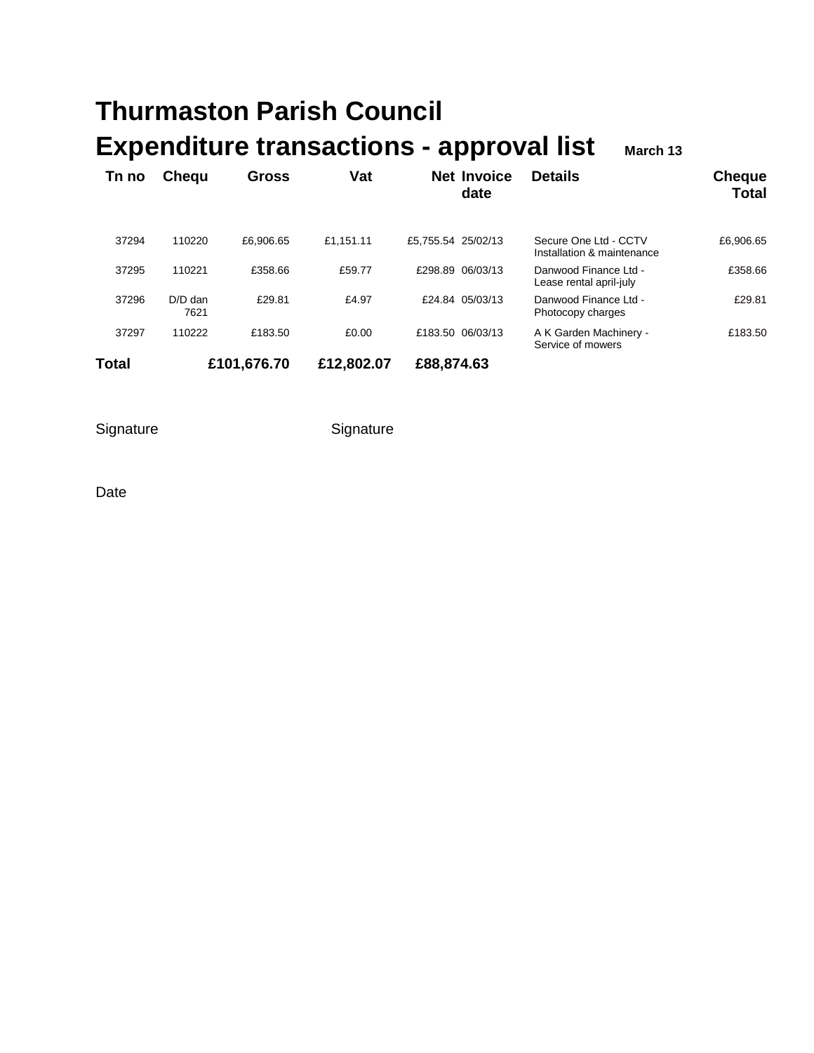# Thurmaston Parish Council

## Expenditure transactions - approval list **March 13**

| Tn no | Chequ | Gross | Vat | Net | Invoice date | Details | Cheque Total |
|---|---|---|---|---|---|---|---|
| 37294 | 110220 | £6,906.65 | £1,151.11 | £5,755.54 | 25/02/13 | Secure One Ltd - CCTV Installation & maintenance | £6,906.65 |
| 37295 | 110221 | £358.66 | £59.77 | £298.89 | 06/03/13 | Danwood Finance Ltd - Lease rental april-july | £358.66 |
| 37296 | D/D dan 7621 | £29.81 | £4.97 | £24.84 | 05/03/13 | Danwood Finance Ltd - Photocopy charges | £29.81 |
| 37297 | 110222 | £183.50 | £0.00 | £183.50 | 06/03/13 | A K Garden Machinery - Service of mowers | £183.50 |
| **Total** | | **£101,676.70** | **£12,802.07** | **£88,874.63** | | | |

Signature

Signature

Date